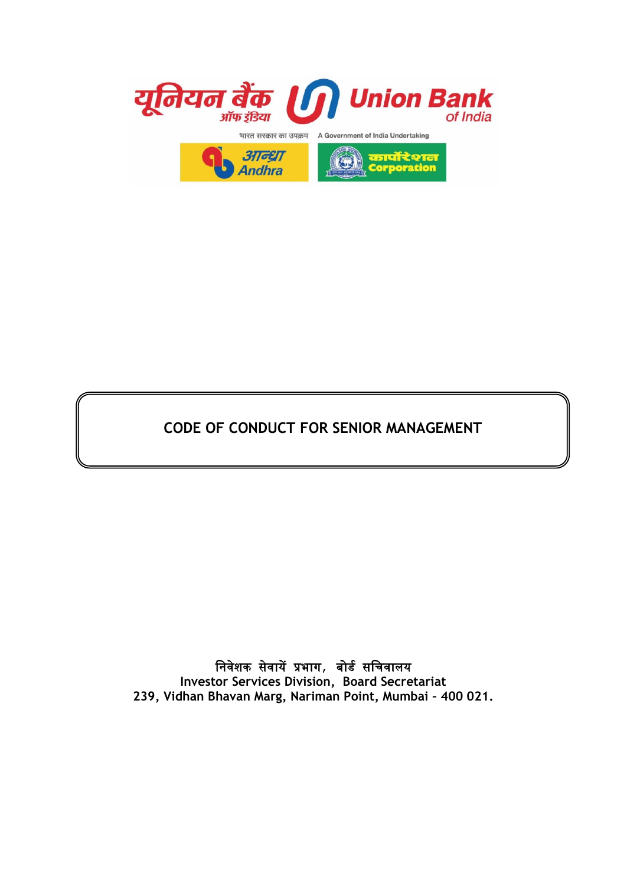यूनियन बैंक ऑफ इंडिया

Union Bank of India

भारत सरकार का उपक्रम A Government of India Undertaking

आन्ध्रा Andhra

कार्पोरेशन Corporation

# CODE OF CONDUCT FOR SENIOR MANAGEMENT

**निवेशक सेवायें प्रभाग, बोर्ड सचिवालय**
**Investor Services Division, Board Secretariat**
**239, Vidhan Bhavan Marg, Nariman Point, Mumbai – 400 021.**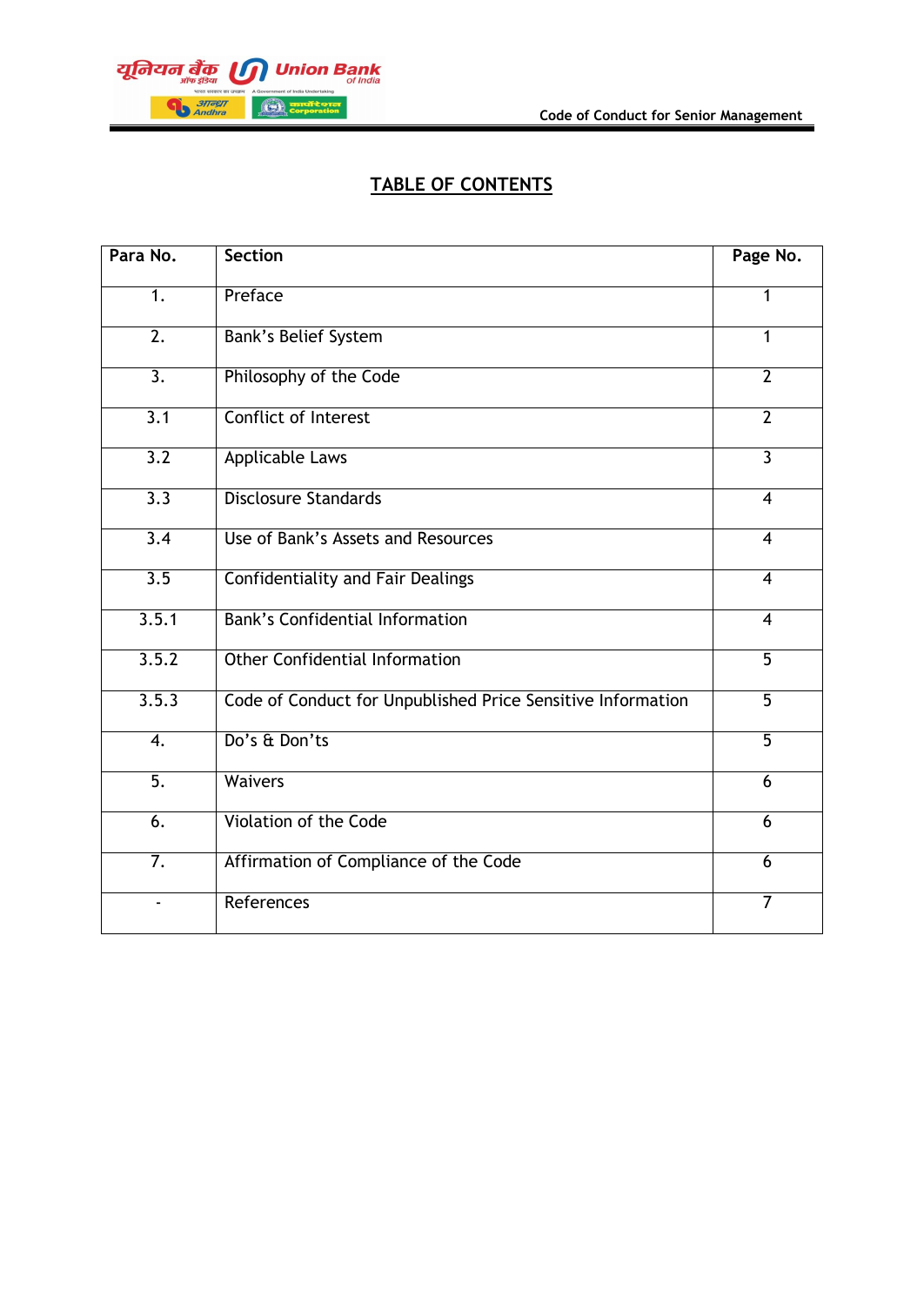# TABLE OF CONTENTS

| Para No. | Section | Page No. |
|---|---|---|
| 1. | Preface | 1 |
| 2. | Bank's Belief System | 1 |
| 3. | Philosophy of the Code | 2 |
| 3.1 | Conflict of Interest | 2 |
| 3.2 | Applicable Laws | 3 |
| 3.3 | Disclosure Standards | 4 |
| 3.4 | Use of Bank's Assets and Resources | 4 |
| 3.5 | Confidentiality and Fair Dealings | 4 |
| 3.5.1 | Bank's Confidential Information | 4 |
| 3.5.2 | Other Confidential Information | 5 |
| 3.5.3 | Code of Conduct for Unpublished Price Sensitive Information | 5 |
| 4. | Do's & Don'ts | 5 |
| 5. | Waivers | 6 |
| 6. | Violation of the Code | 6 |
| 7. | Affirmation of Compliance of the Code | 6 |
| - | References | 7 |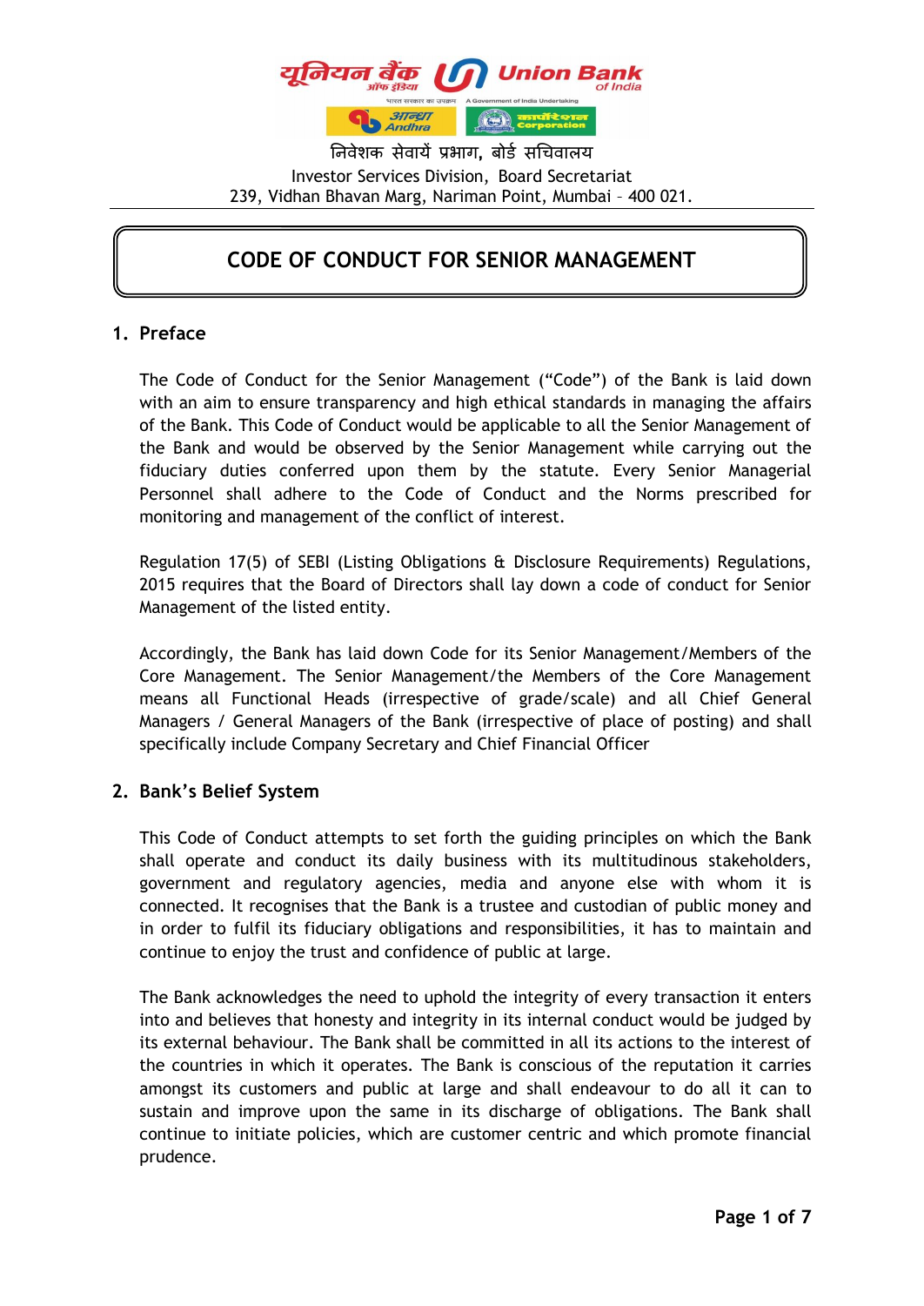निवेशक सेवायें प्रभाग, बोर्ड सचिवालय
Investor Services Division, Board Secretariat
239, Vidhan Bhavan Marg, Nariman Point, Mumbai – 400 021.

# CODE OF CONDUCT FOR SENIOR MANAGEMENT

## 1. Preface

The Code of Conduct for the Senior Management ("Code") of the Bank is laid down with an aim to ensure transparency and high ethical standards in managing the affairs of the Bank. This Code of Conduct would be applicable to all the Senior Management of the Bank and would be observed by the Senior Management while carrying out the fiduciary duties conferred upon them by the statute. Every Senior Managerial Personnel shall adhere to the Code of Conduct and the Norms prescribed for monitoring and management of the conflict of interest.

Regulation 17(5) of SEBI (Listing Obligations & Disclosure Requirements) Regulations, 2015 requires that the Board of Directors shall lay down a code of conduct for Senior Management of the listed entity.

Accordingly, the Bank has laid down Code for its Senior Management/Members of the Core Management. The Senior Management/the Members of the Core Management means all Functional Heads (irrespective of grade/scale) and all Chief General Managers / General Managers of the Bank (irrespective of place of posting) and shall specifically include Company Secretary and Chief Financial Officer

## 2. Bank's Belief System

This Code of Conduct attempts to set forth the guiding principles on which the Bank shall operate and conduct its daily business with its multitudinous stakeholders, government and regulatory agencies, media and anyone else with whom it is connected. It recognises that the Bank is a trustee and custodian of public money and in order to fulfil its fiduciary obligations and responsibilities, it has to maintain and continue to enjoy the trust and confidence of public at large.

The Bank acknowledges the need to uphold the integrity of every transaction it enters into and believes that honesty and integrity in its internal conduct would be judged by its external behaviour. The Bank shall be committed in all its actions to the interest of the countries in which it operates. The Bank is conscious of the reputation it carries amongst its customers and public at large and shall endeavour to do all it can to sustain and improve upon the same in its discharge of obligations. The Bank shall continue to initiate policies, which are customer centric and which promote financial prudence.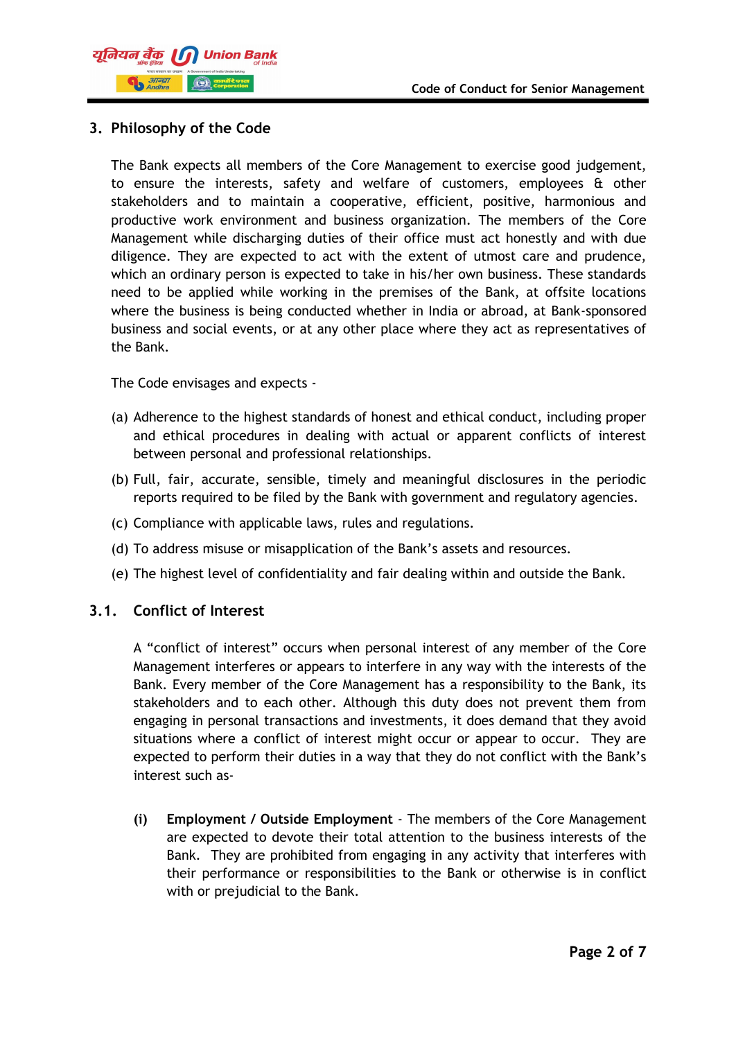## 3. Philosophy of the Code

The Bank expects all members of the Core Management to exercise good judgement, to ensure the interests, safety and welfare of customers, employees & other stakeholders and to maintain a cooperative, efficient, positive, harmonious and productive work environment and business organization. The members of the Core Management while discharging duties of their office must act honestly and with due diligence. They are expected to act with the extent of utmost care and prudence, which an ordinary person is expected to take in his/her own business. These standards need to be applied while working in the premises of the Bank, at offsite locations where the business is being conducted whether in India or abroad, at Bank-sponsored business and social events, or at any other place where they act as representatives of the Bank.

The Code envisages and expects -

(a) Adherence to the highest standards of honest and ethical conduct, including proper and ethical procedures in dealing with actual or apparent conflicts of interest between personal and professional relationships.

(b) Full, fair, accurate, sensible, timely and meaningful disclosures in the periodic reports required to be filed by the Bank with government and regulatory agencies.

(c) Compliance with applicable laws, rules and regulations.

(d) To address misuse or misapplication of the Bank's assets and resources.

(e) The highest level of confidentiality and fair dealing within and outside the Bank.

### 3.1. Conflict of Interest

A "conflict of interest" occurs when personal interest of any member of the Core Management interferes or appears to interfere in any way with the interests of the Bank. Every member of the Core Management has a responsibility to the Bank, its stakeholders and to each other. Although this duty does not prevent them from engaging in personal transactions and investments, it does demand that they avoid situations where a conflict of interest might occur or appear to occur. They are expected to perform their duties in a way that they do not conflict with the Bank's interest such as-

**(i) Employment / Outside Employment** - The members of the Core Management are expected to devote their total attention to the business interests of the Bank. They are prohibited from engaging in any activity that interferes with their performance or responsibilities to the Bank or otherwise is in conflict with or prejudicial to the Bank.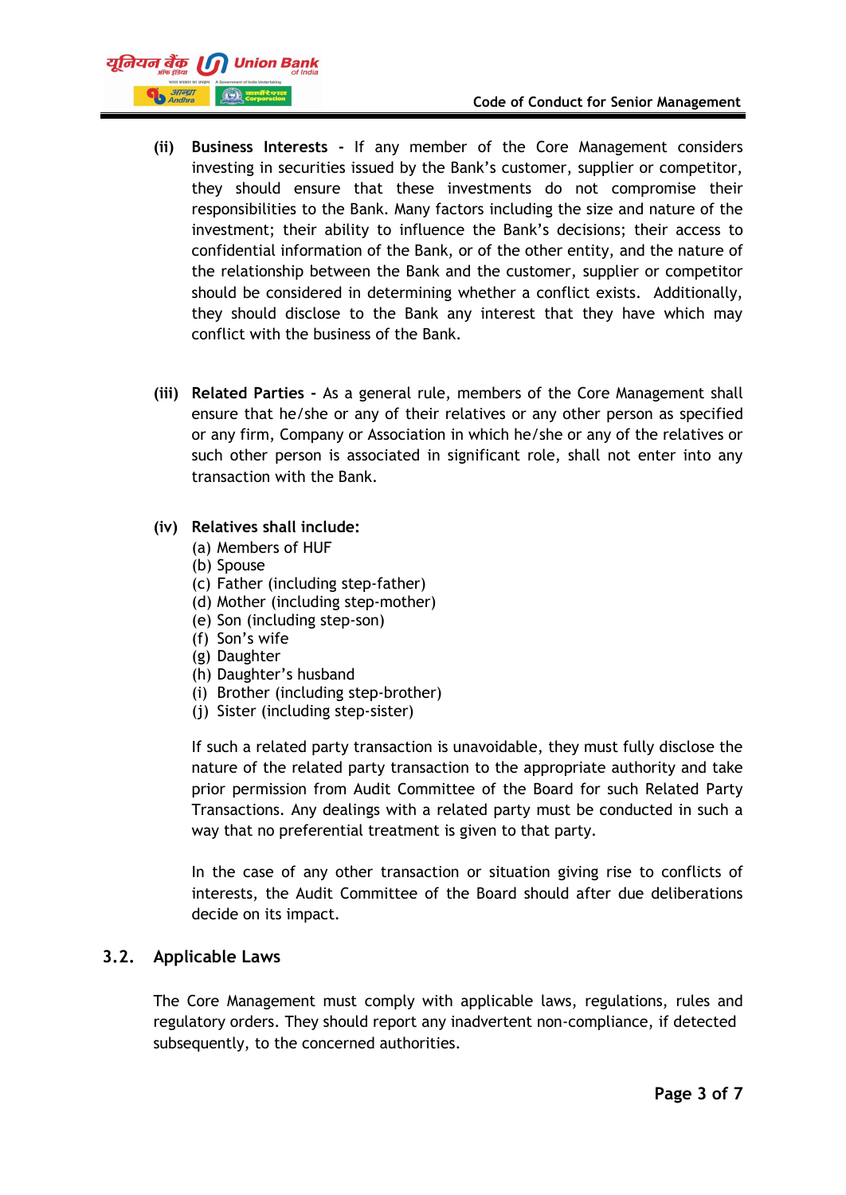**(ii) Business Interests -** If any member of the Core Management considers investing in securities issued by the Bank's customer, supplier or competitor, they should ensure that these investments do not compromise their responsibilities to the Bank. Many factors including the size and nature of the investment; their ability to influence the Bank's decisions; their access to confidential information of the Bank, or of the other entity, and the nature of the relationship between the Bank and the customer, supplier or competitor should be considered in determining whether a conflict exists. Additionally, they should disclose to the Bank any interest that they have which may conflict with the business of the Bank.

**(iii) Related Parties -** As a general rule, members of the Core Management shall ensure that he/she or any of their relatives or any other person as specified or any firm, Company or Association in which he/she or any of the relatives or such other person is associated in significant role, shall not enter into any transaction with the Bank.

**(iv) Relatives shall include:**

(a) Members of HUF
(b) Spouse
(c) Father (including step-father)
(d) Mother (including step-mother)
(e) Son (including step-son)
(f) Son's wife
(g) Daughter
(h) Daughter's husband
(i) Brother (including step-brother)
(j) Sister (including step-sister)

If such a related party transaction is unavoidable, they must fully disclose the nature of the related party transaction to the appropriate authority and take prior permission from Audit Committee of the Board for such Related Party Transactions. Any dealings with a related party must be conducted in such a way that no preferential treatment is given to that party.

In the case of any other transaction or situation giving rise to conflicts of interests, the Audit Committee of the Board should after due deliberations decide on its impact.

## 3.2. Applicable Laws

The Core Management must comply with applicable laws, regulations, rules and regulatory orders. They should report any inadvertent non-compliance, if detected subsequently, to the concerned authorities.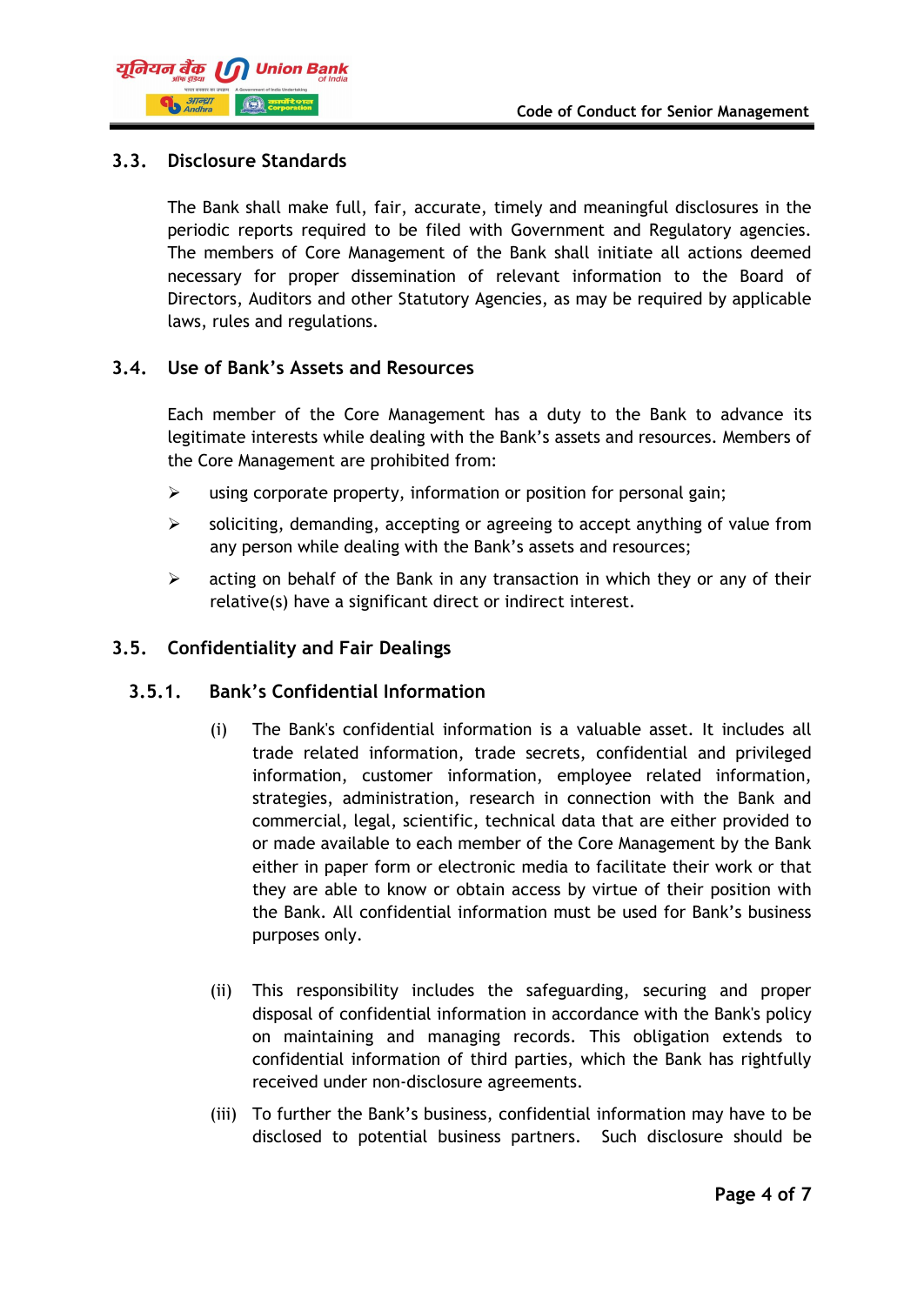### 3.3. Disclosure Standards

The Bank shall make full, fair, accurate, timely and meaningful disclosures in the periodic reports required to be filed with Government and Regulatory agencies. The members of Core Management of the Bank shall initiate all actions deemed necessary for proper dissemination of relevant information to the Board of Directors, Auditors and other Statutory Agencies, as may be required by applicable laws, rules and regulations.

### 3.4. Use of Bank's Assets and Resources

Each member of the Core Management has a duty to the Bank to advance its legitimate interests while dealing with the Bank's assets and resources. Members of the Core Management are prohibited from:

- using corporate property, information or position for personal gain;
- soliciting, demanding, accepting or agreeing to accept anything of value from any person while dealing with the Bank's assets and resources;
- acting on behalf of the Bank in any transaction in which they or any of their relative(s) have a significant direct or indirect interest.

### 3.5. Confidentiality and Fair Dealings

#### 3.5.1. Bank's Confidential Information

(i) The Bank's confidential information is a valuable asset. It includes all trade related information, trade secrets, confidential and privileged information, customer information, employee related information, strategies, administration, research in connection with the Bank and commercial, legal, scientific, technical data that are either provided to or made available to each member of the Core Management by the Bank either in paper form or electronic media to facilitate their work or that they are able to know or obtain access by virtue of their position with the Bank. All confidential information must be used for Bank's business purposes only.

(ii) This responsibility includes the safeguarding, securing and proper disposal of confidential information in accordance with the Bank's policy on maintaining and managing records. This obligation extends to confidential information of third parties, which the Bank has rightfully received under non-disclosure agreements.

(iii) To further the Bank's business, confidential information may have to be disclosed to potential business partners. Such disclosure should be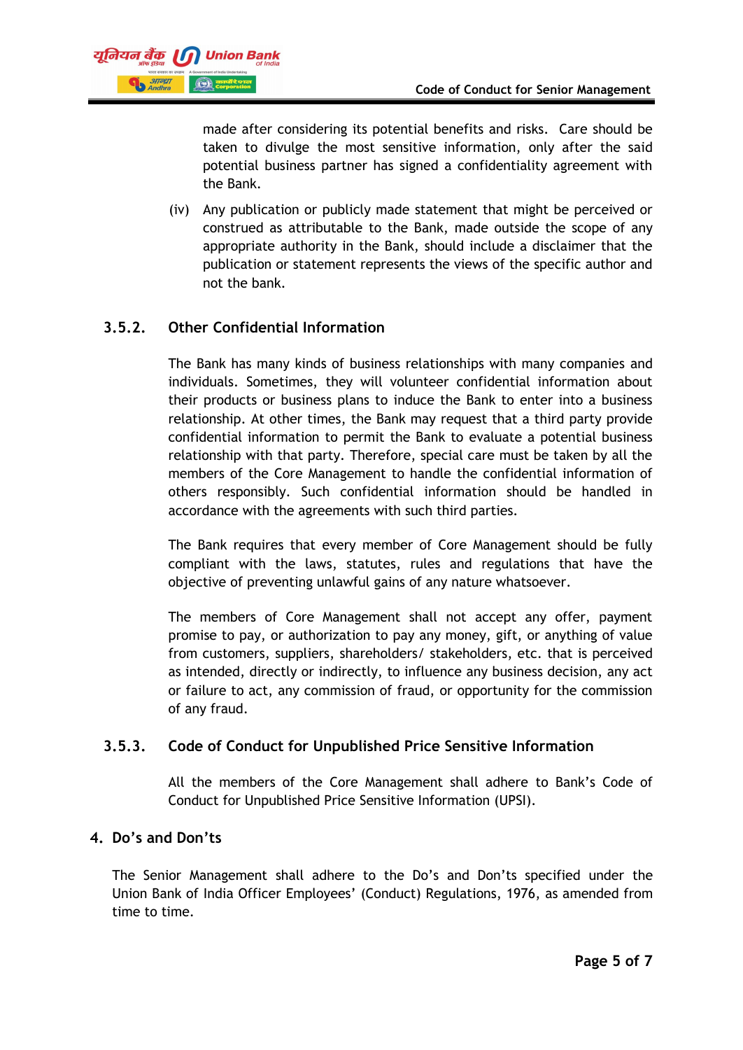made after considering its potential benefits and risks. Care should be taken to divulge the most sensitive information, only after the said potential business partner has signed a confidentiality agreement with the Bank.

(iv) Any publication or publicly made statement that might be perceived or construed as attributable to the Bank, made outside the scope of any appropriate authority in the Bank, should include a disclaimer that the publication or statement represents the views of the specific author and not the bank.

### 3.5.2. Other Confidential Information

The Bank has many kinds of business relationships with many companies and individuals. Sometimes, they will volunteer confidential information about their products or business plans to induce the Bank to enter into a business relationship. At other times, the Bank may request that a third party provide confidential information to permit the Bank to evaluate a potential business relationship with that party. Therefore, special care must be taken by all the members of the Core Management to handle the confidential information of others responsibly. Such confidential information should be handled in accordance with the agreements with such third parties.

The Bank requires that every member of Core Management should be fully compliant with the laws, statutes, rules and regulations that have the objective of preventing unlawful gains of any nature whatsoever.

The members of Core Management shall not accept any offer, payment promise to pay, or authorization to pay any money, gift, or anything of value from customers, suppliers, shareholders/ stakeholders, etc. that is perceived as intended, directly or indirectly, to influence any business decision, any act or failure to act, any commission of fraud, or opportunity for the commission of any fraud.

### 3.5.3. Code of Conduct for Unpublished Price Sensitive Information

All the members of the Core Management shall adhere to Bank's Code of Conduct for Unpublished Price Sensitive Information (UPSI).

## 4. Do's and Don'ts

The Senior Management shall adhere to the Do's and Don'ts specified under the Union Bank of India Officer Employees' (Conduct) Regulations, 1976, as amended from time to time.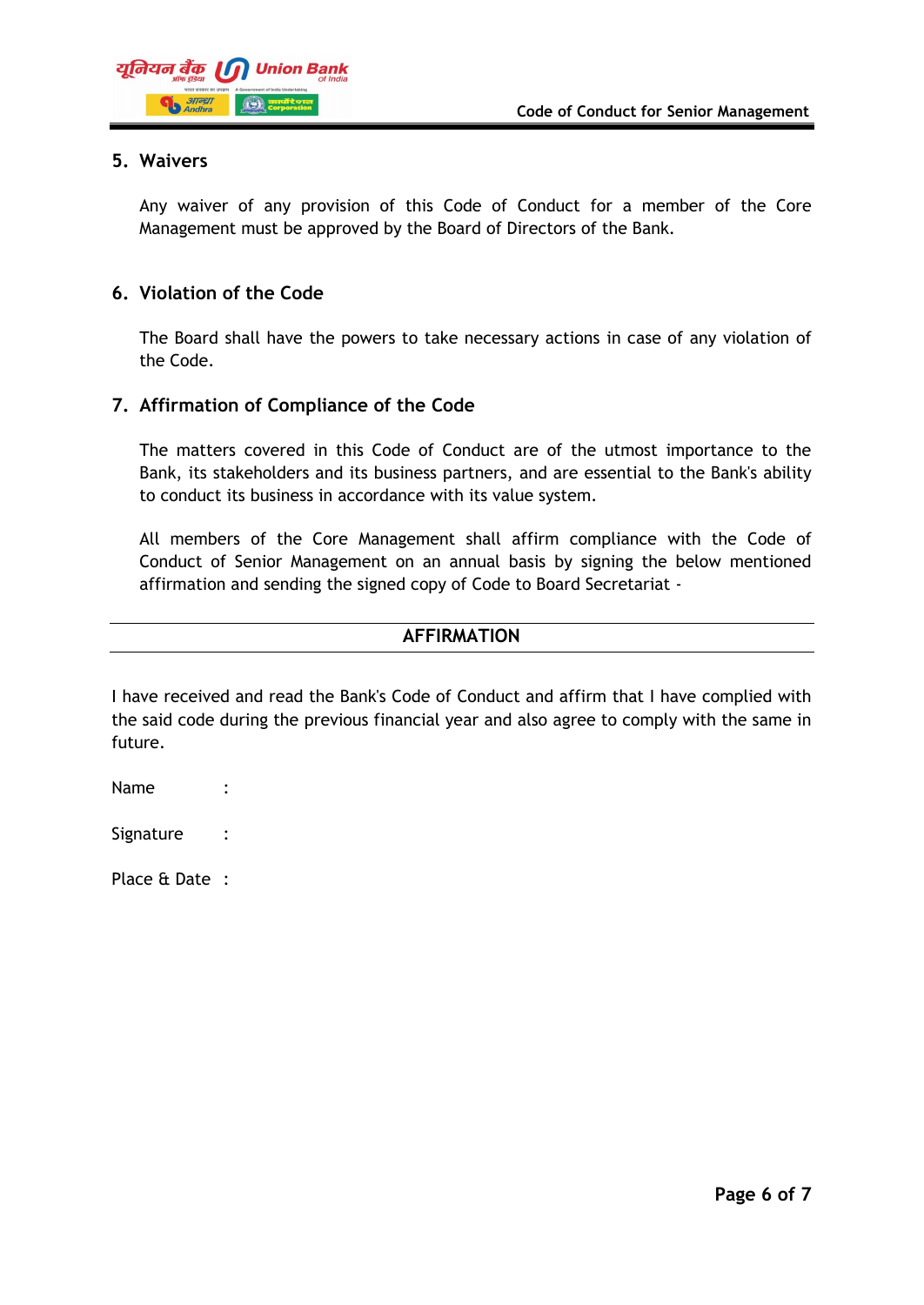## 5. Waivers

Any waiver of any provision of this Code of Conduct for a member of the Core Management must be approved by the Board of Directors of the Bank.

## 6. Violation of the Code

The Board shall have the powers to take necessary actions in case of any violation of the Code.

## 7. Affirmation of Compliance of the Code

The matters covered in this Code of Conduct are of the utmost importance to the Bank, its stakeholders and its business partners, and are essential to the Bank's ability to conduct its business in accordance with its value system.

All members of the Core Management shall affirm compliance with the Code of Conduct of Senior Management on an annual basis by signing the below mentioned affirmation and sending the signed copy of Code to Board Secretariat -

---

**AFFIRMATION**

---

I have received and read the Bank's Code of Conduct and affirm that I have complied with the said code during the previous financial year and also agree to comply with the same in future.

Name :

Signature :

Place & Date :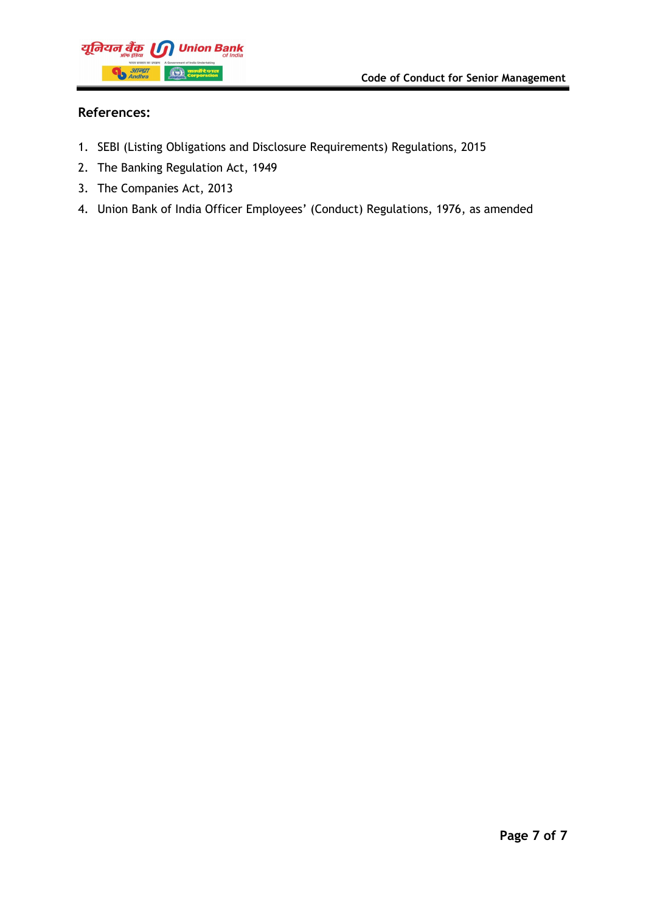## References:

1. SEBI (Listing Obligations and Disclosure Requirements) Regulations, 2015
2. The Banking Regulation Act, 1949
3. The Companies Act, 2013
4. Union Bank of India Officer Employees' (Conduct) Regulations, 1976, as amended